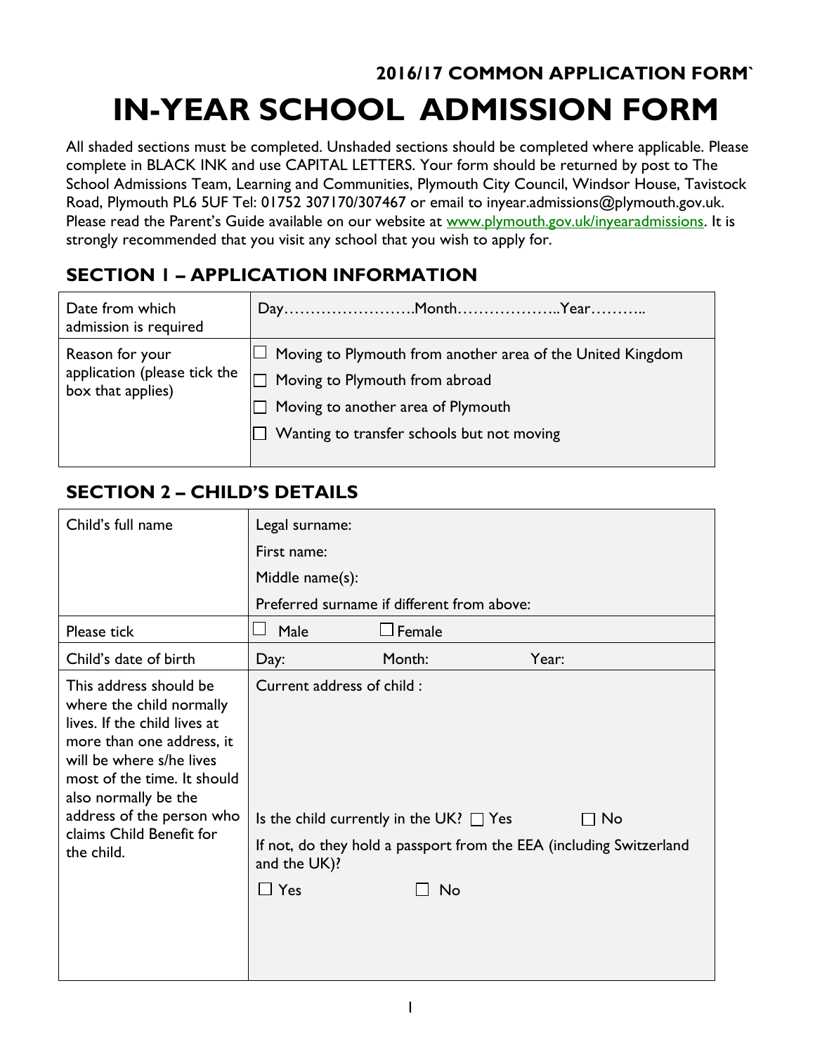**2016/17 COMMON APPLICATION FORM`**

# IN-YEAR SCHOOL ADMISSION FORM

All shaded sections must be completed. Unshaded sections should be completed where applicable. Please complete in BLACK INK and use CAPITAL LETTERS. Your form should be returned by post to The School Admissions Team, Learning and Communities, Plymouth City Council, Windsor House, Tavistock Road, Plymouth PL6 5UF Tel: 01752 307170/307467 or email to inyear.admissions@plymouth.gov.uk. Please read the Parent's Guide available on our website at www.plymouth.gov.uk/inyearadmissions. It is strongly recommended that you visit any school that you wish to apply for.

## SECTION 1 – APPLICATION INFORMATION

| | |
|---|---|
| Date from which admission is required | Day…………………….Month………………..Year……….. |
| Reason for your application (please tick the box that applies) | ☐ Moving to Plymouth from another area of the United Kingdom<br>☐ Moving to Plymouth from abroad<br>☐ Moving to another area of Plymouth<br>☐ Wanting to transfer schools but not moving |

## SECTION 2 – CHILD'S DETAILS

| | |
|---|---|
| Child's full name | Legal surname:<br>First name:<br>Middle name(s):<br>Preferred surname if different from above: |
| Please tick | ☐ Male ☐ Female |
| Child's date of birth | Day: Month: Year: |
| This address should be where the child normally lives. If the child lives at more than one address, it will be where s/he lives most of the time. It should also normally be the address of the person who claims Child Benefit for the child. | Current address of child :<br><br>Is the child currently in the UK? ☐ Yes ☐ No<br>If not, do they hold a passport from the EEA (including Switzerland and the UK)?<br>☐ Yes ☐ No |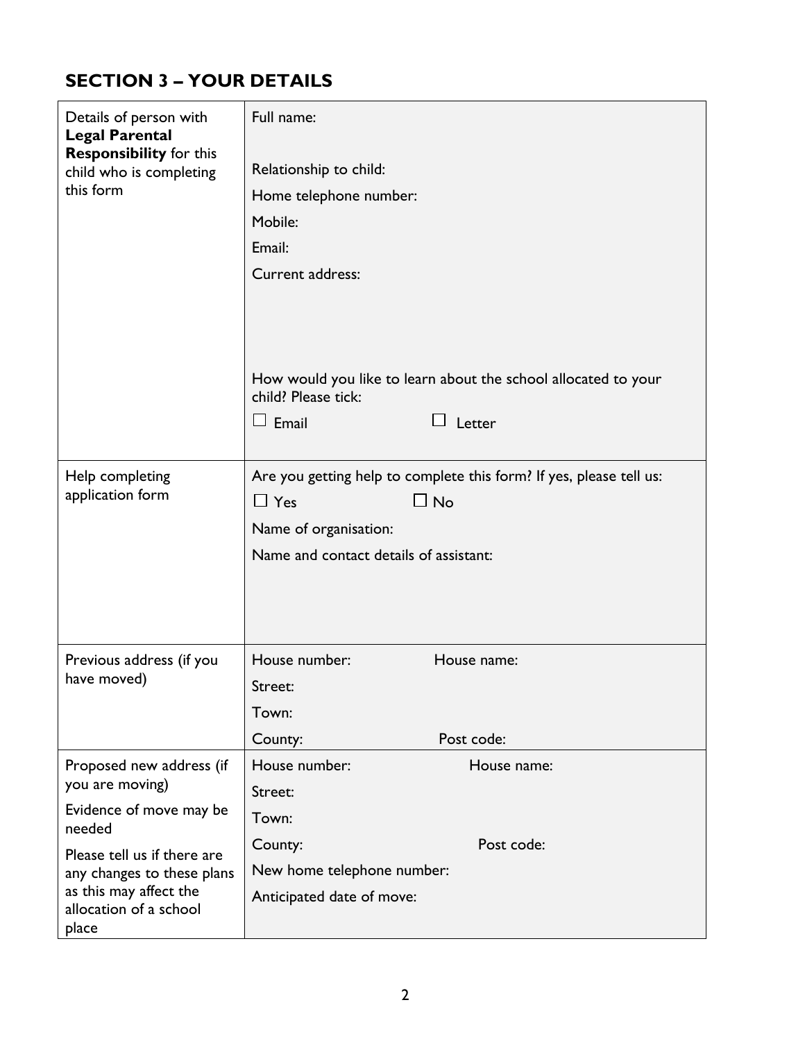## SECTION 3 – YOUR DETAILS

| | |
|---|---|
| Details of person with **Legal Parental Responsibility** for this child who is completing this form | Full name:<br><br>Relationship to child:<br>Home telephone number:<br>Mobile:<br>Email:<br>Current address:<br><br><br><br>How would you like to learn about the school allocated to your child? Please tick:<br>☐ Email ☐ Letter |
| Help completing application form | Are you getting help to complete this form? If yes, please tell us:<br>☐ Yes ☐ No<br>Name of organisation:<br>Name and contact details of assistant: |
| Previous address (if you have moved) | House number: House name:<br>Street:<br>Town:<br>County: Post code: |
| Proposed new address (if you are moving)<br>Evidence of move may be needed<br>Please tell us if there are any changes to these plans as this may affect the allocation of a school place | House number: House name:<br>Street:<br>Town:<br>County: Post code:<br>New home telephone number:<br>Anticipated date of move: |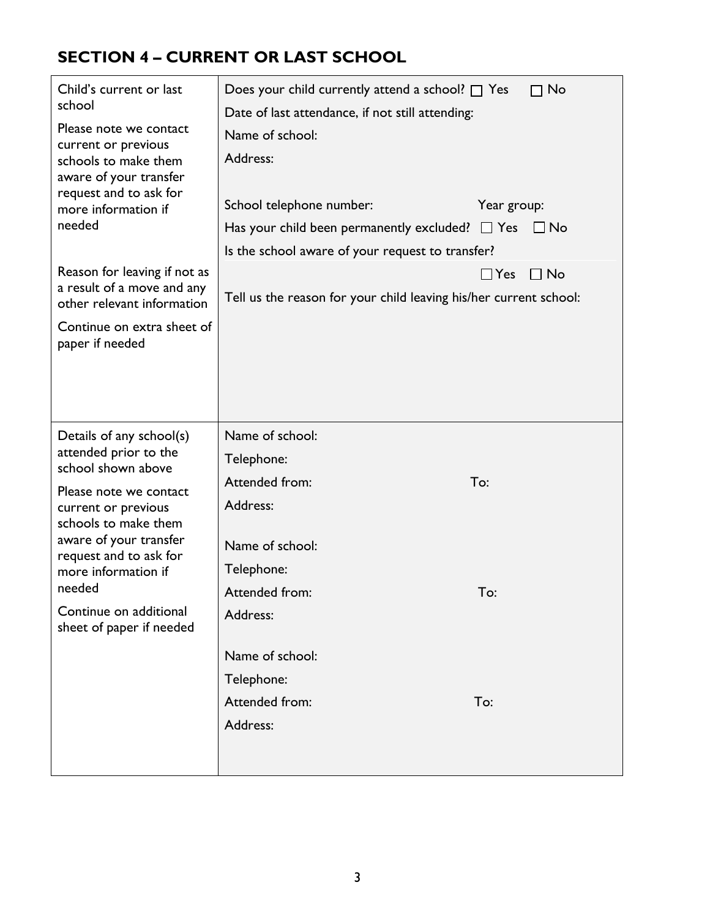## SECTION 4 – CURRENT OR LAST SCHOOL

| | |
|---|---|
| Child's current or last school<br><br>Please note we contact current or previous schools to make them aware of your transfer request and to ask for more information if needed<br><br>Reason for leaving if not as a result of a move and any other relevant information<br><br>Continue on extra sheet of paper if needed | Does your child currently attend a school? ☐ Yes ☐ No<br><br>Date of last attendance, if not still attending:<br><br>Name of school:<br><br>Address:<br><br>School telephone number: Year group:<br><br>Has your child been permanently excluded? ☐ Yes ☐ No<br><br>Is the school aware of your request to transfer?<br><br>☐ Yes ☐ No<br><br>Tell us the reason for your child leaving his/her current school: |
| Details of any school(s) attended prior to the school shown above<br><br>Please note we contact current or previous schools to make them aware of your transfer request and to ask for more information if needed<br><br>Continue on additional sheet of paper if needed | Name of school:<br><br>Telephone:<br><br>Attended from: To:<br><br>Address:<br><br>Name of school:<br><br>Telephone:<br><br>Attended from: To:<br><br>Address:<br><br>Name of school:<br><br>Telephone:<br><br>Attended from: To:<br><br>Address: |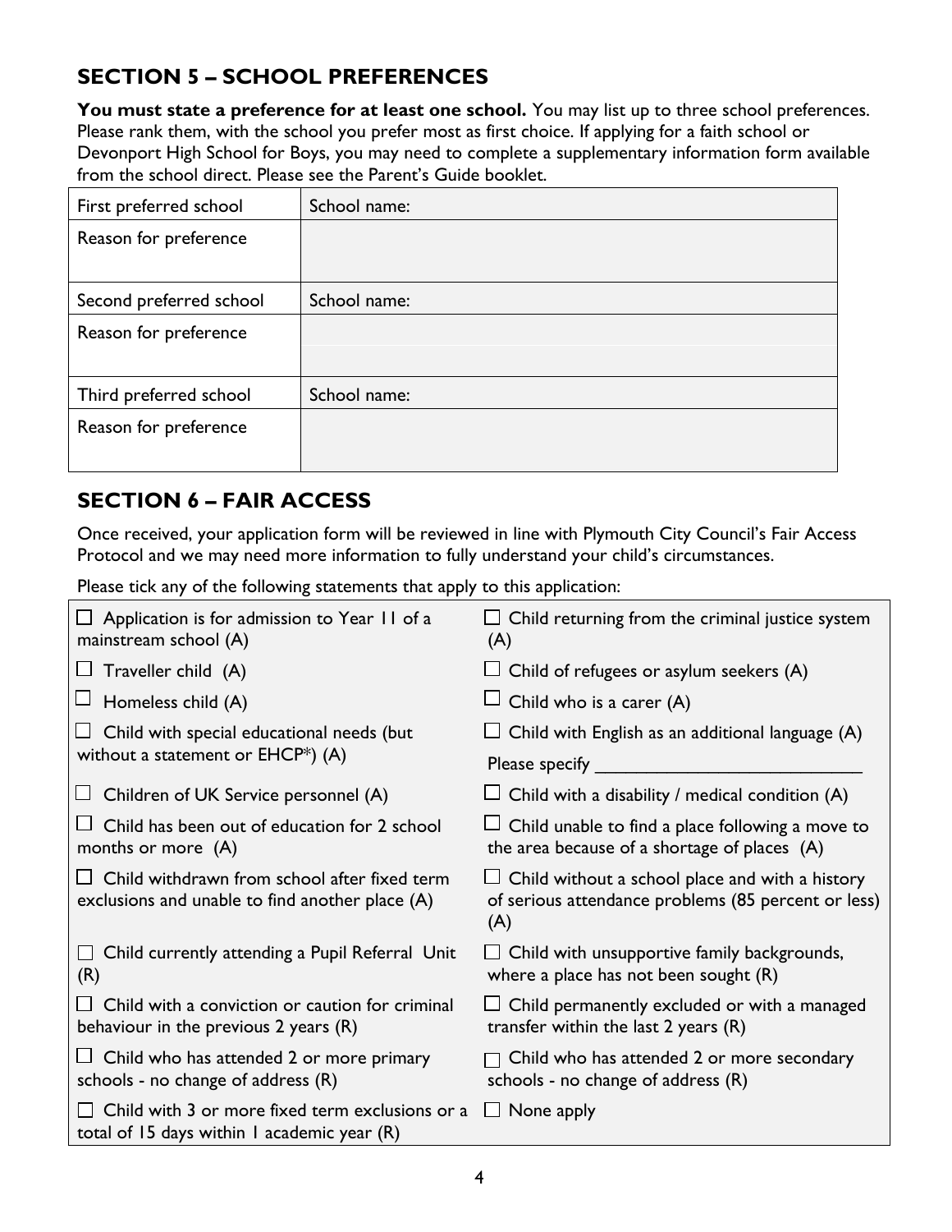## SECTION 5 – SCHOOL PREFERENCES

**You must state a preference for at least one school.** You may list up to three school preferences. Please rank them, with the school you prefer most as first choice. If applying for a faith school or Devonport High School for Boys, you may need to complete a supplementary information form available from the school direct. Please see the Parent's Guide booklet.

| First preferred school | School name: |
|---|---|
| Reason for preference | |
| Second preferred school | School name: |
| Reason for preference | |
| Third preferred school | School name: |
| Reason for preference | |

## SECTION 6 – FAIR ACCESS

Once received, your application form will be reviewed in line with Plymouth City Council's Fair Access Protocol and we may need more information to fully understand your child's circumstances.

Please tick any of the following statements that apply to this application:

| | |
|---|---|
| ☐ Application is for admission to Year 11 of a mainstream school (A) | ☐ Child returning from the criminal justice system (A) |
| ☐ Traveller child (A) | ☐ Child of refugees or asylum seekers (A) |
| ☐ Homeless child (A) | ☐ Child who is a carer (A) |
| ☐ Child with special educational needs (but without a statement or EHCP*) (A) | ☐ Child with English as an additional language (A) Please specify ___________________________ |
| ☐ Children of UK Service personnel (A) | ☐ Child with a disability / medical condition (A) |
| ☐ Child has been out of education for 2 school months or more (A) | ☐ Child unable to find a place following a move to the area because of a shortage of places (A) |
| ☐ Child withdrawn from school after fixed term exclusions and unable to find another place (A) | ☐ Child without a school place and with a history of serious attendance problems (85 percent or less) (A) |
| ☐ Child currently attending a Pupil Referral Unit (R) | ☐ Child with unsupportive family backgrounds, where a place has not been sought (R) |
| ☐ Child with a conviction or caution for criminal behaviour in the previous 2 years (R) | ☐ Child permanently excluded or with a managed transfer within the last 2 years (R) |
| ☐ Child who has attended 2 or more primary schools - no change of address (R) | ☐ Child who has attended 2 or more secondary schools - no change of address (R) |
| ☐ Child with 3 or more fixed term exclusions or a total of 15 days within 1 academic year (R) | ☐ None apply |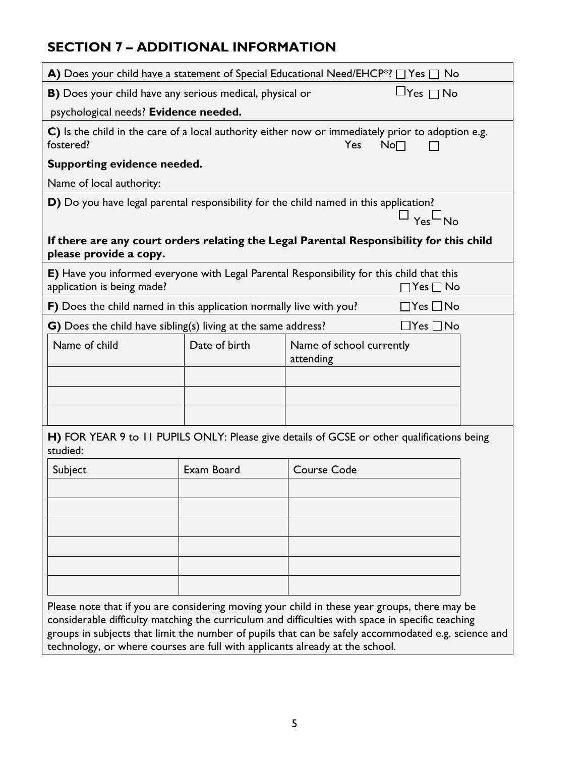## SECTION 7 – ADDITIONAL INFORMATION

**A)** Does your child have a statement of Special Educational Need/EHCP*? ☐ Yes ☐ No

**B)** Does your child have any serious medical, physical or psychological needs? **Evidence needed.** ☐Yes ☐ No

**C)** Is the child in the care of a local authority either now or immediately prior to adoption e.g. fostered? Yes No☐ ☐

**Supporting evidence needed.**

Name of local authority:

**D)** Do you have legal parental responsibility for the child named in this application? ☐ Yes ☐ No

**If there are any court orders relating the Legal Parental Responsibility for this child please provide a copy.**

**E)** Have you informed everyone with Legal Parental Responsibility for this child that this application is being made? ☐Yes ☐ No

**F)** Does the child named in this application normally live with you? ☐Yes ☐ No

**G)** Does the child have sibling(s) living at the same address? ☐Yes ☐ No

| Name of child | Date of birth | Name of school currently attending |
| --- | --- | --- |
| | | |
| | | |
| | | |

**H)** FOR YEAR 9 to 11 PUPILS ONLY: Please give details of GCSE or other qualifications being studied:

| Subject | Exam Board | Course Code |
| --- | --- | --- |
| | | |
| | | |
| | | |
| | | |
| | | |
| | | |

Please note that if you are considering moving your child in these year groups, there may be considerable difficulty matching the curriculum and difficulties with space in specific teaching groups in subjects that limit the number of pupils that can be safely accommodated e.g. science and technology, or where courses are full with applicants already at the school.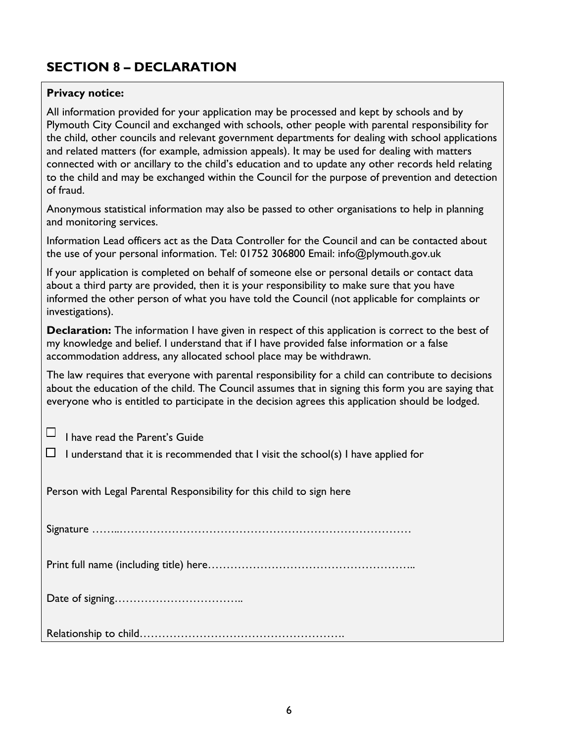## SECTION 8 – DECLARATION

**Privacy notice:**

All information provided for your application may be processed and kept by schools and by Plymouth City Council and exchanged with schools, other people with parental responsibility for the child, other councils and relevant government departments for dealing with school applications and related matters (for example, admission appeals). It may be used for dealing with matters connected with or ancillary to the child's education and to update any other records held relating to the child and may be exchanged within the Council for the purpose of prevention and detection of fraud.

Anonymous statistical information may also be passed to other organisations to help in planning and monitoring services.

Information Lead officers act as the Data Controller for the Council and can be contacted about the use of your personal information. Tel: 01752 306800 Email: info@plymouth.gov.uk

If your application is completed on behalf of someone else or personal details or contact data about a third party are provided, then it is your responsibility to make sure that you have informed the other person of what you have told the Council (not applicable for complaints or investigations).

**Declaration:** The information I have given in respect of this application is correct to the best of my knowledge and belief. I understand that if I have provided false information or a false accommodation address, any allocated school place may be withdrawn.

The law requires that everyone with parental responsibility for a child can contribute to decisions about the education of the child. The Council assumes that in signing this form you are saying that everyone who is entitled to participate in the decision agrees this application should be lodged.

☐ I have read the Parent's Guide

☐ I understand that it is recommended that I visit the school(s) I have applied for

Person with Legal Parental Responsibility for this child to sign here

Signature ……..……………………………………………………………………

Print full name (including title) here……………………………………………..

Date of signing……………………………..

Relationship to child……………………………………………….